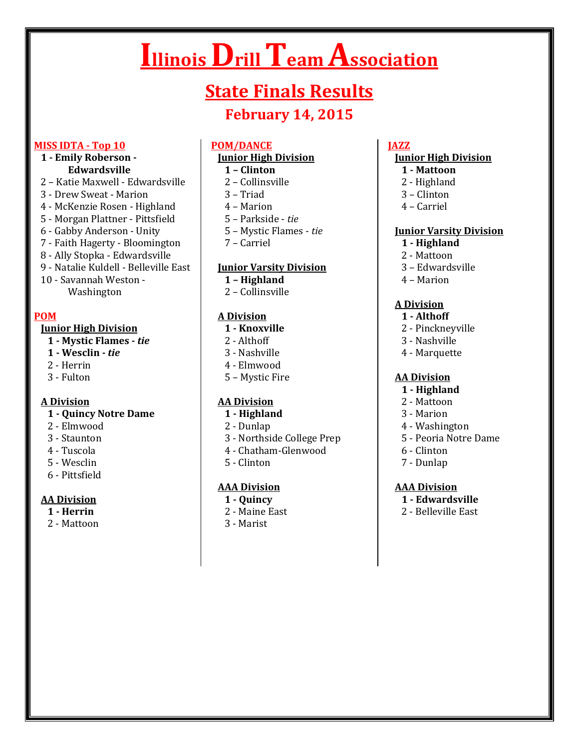# Illinois Drill Team Association

## State Finals Results

### February 14, 2015

### MISS IDTA - Top 10

**1 - Emily Roberson - Edwardsville**
2 – Katie Maxwell - Edwardsville
3 - Drew Sweat - Marion
4 - McKenzie Rosen - Highland
5 - Morgan Plattner - Pittsfield
6 - Gabby Anderson - Unity
7 - Faith Hagerty - Bloomington
8 - Ally Stopka - Edwardsville
9 - Natalie Kuldell - Belleville East
10 - Savannah Weston - Washington

### POM

**Junior High Division**

**1 - Mystic Flames - *tie***
**1 - Wesclin - *tie***
2 - Herrin
3 - Fulton

**A Division**

**1 - Quincy Notre Dame**
2 - Elmwood
3 - Staunton
4 - Tuscola
5 - Wesclin
6 - Pittsfield

**AA Division**

**1 - Herrin**
2 - Mattoon

### POM/DANCE

**Junior High Division**

**1 – Clinton**
2 – Collinsville
3 – Triad
4 – Marion
5 – Parkside - *tie*
5 – Mystic Flames - *tie*
7 – Carriel

**Junior Varsity Division**

**1 – Highland**
2 – Collinsville

**A Division**

**1 - Knoxville**
2 - Althoff
3 - Nashville
4 - Elmwood
5 – Mystic Fire

**AA Division**

**1 - Highland**
2 - Dunlap
3 - Northside College Prep
4 - Chatham-Glenwood
5 - Clinton

**AAA Division**

**1 - Quincy**
2 - Maine East
3 - Marist

### JAZZ

**Junior High Division**

**1 - Mattoon**
2 - Highland
3 – Clinton
4 – Carriel

**Junior Varsity Division**

**1 - Highland**
2 - Mattoon
3 – Edwardsville
4 – Marion

**A Division**

**1 - Althoff**
2 - Pinckneyville
3 - Nashville
4 - Marquette

**AA Division**

**1 - Highland**
2 - Mattoon
3 - Marion
4 - Washington
5 - Peoria Notre Dame
6 - Clinton
7 - Dunlap

**AAA Division**

**1 - Edwardsville**
2 - Belleville East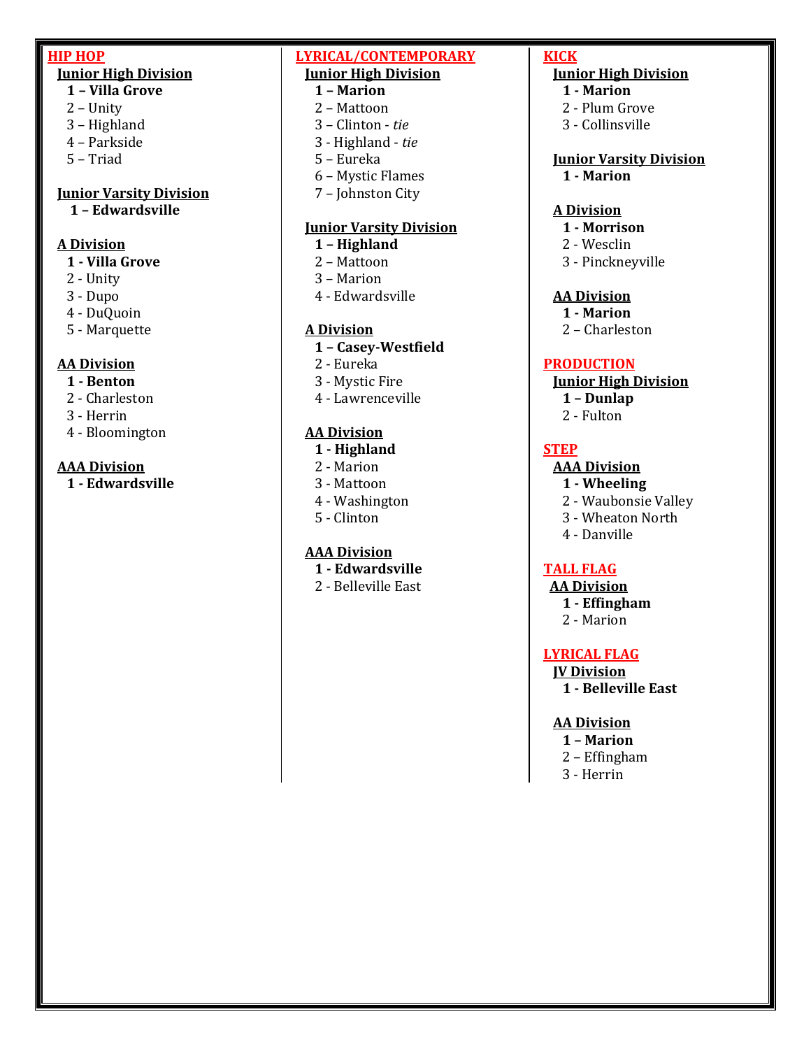## HIP HOP

### Junior High Division

**1 – Villa Grove**
2 – Unity
3 – Highland
4 – Parkside
5 – Triad

### Junior Varsity Division

**1 – Edwardsville**

### A Division

**1 - Villa Grove**
2 - Unity
3 - Dupo
4 - DuQuoin
5 - Marquette

### AA Division

**1 - Benton**
2 - Charleston
3 - Herrin
4 - Bloomington

### AAA Division

**1 - Edwardsville**

## LYRICAL/CONTEMPORARY

### Junior High Division

**1 – Marion**
2 – Mattoon
3 – Clinton - *tie*
3 - Highland - *tie*
5 – Eureka
6 – Mystic Flames
7 – Johnston City

### Junior Varsity Division

**1 – Highland**
2 – Mattoon
3 – Marion
4 - Edwardsville

### A Division

**1 – Casey-Westfield**
2 - Eureka
3 - Mystic Fire
4 - Lawrenceville

### AA Division

**1 - Highland**
2 - Marion
3 - Mattoon
4 - Washington
5 - Clinton

### AAA Division

**1 - Edwardsville**
2 - Belleville East

## KICK

### Junior High Division

**1 - Marion**
2 - Plum Grove
3 - Collinsville

### Junior Varsity Division

**1 - Marion**

### A Division

**1 - Morrison**
2 - Wesclin
3 - Pinckneyville

### AA Division

**1 - Marion**
2 – Charleston

## PRODUCTION

### Junior High Division

**1 – Dunlap**
2 - Fulton

## STEP

### AAA Division

**1 - Wheeling**
2 - Waubonsie Valley
3 - Wheaton North
4 - Danville

## TALL FLAG

### AA Division

**1 - Effingham**
2 - Marion

## LYRICAL FLAG

### JV Division

**1 - Belleville East**

### AA Division

**1 – Marion**
2 – Effingham
3 - Herrin